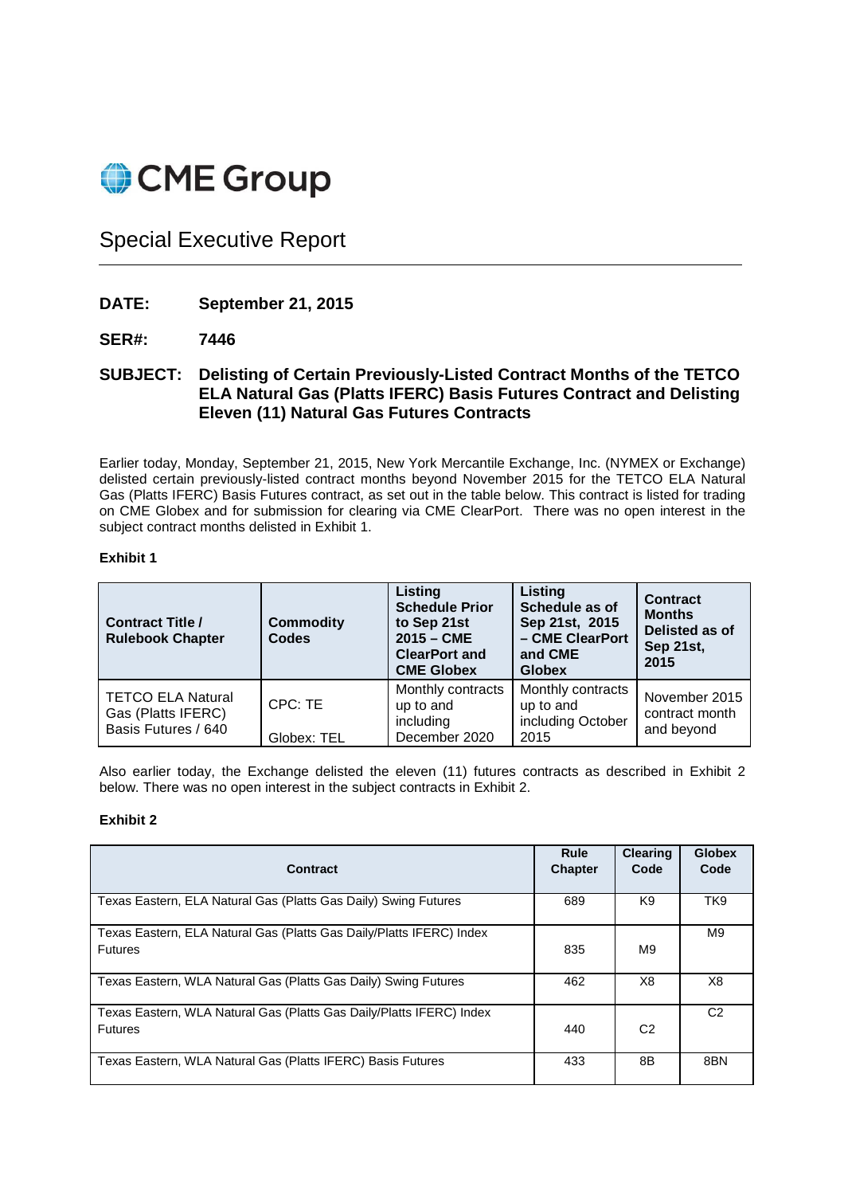CME Group

# Special Executive Report

**DATE:** **September 21, 2015**

**SER#:** **7446**

**SUBJECT:** **Delisting of Certain Previously-Listed Contract Months of the TETCO ELA Natural Gas (Platts IFERC) Basis Futures Contract and Delisting Eleven (11) Natural Gas Futures Contracts**

Earlier today, Monday, September 21, 2015, New York Mercantile Exchange, Inc. (NYMEX or Exchange) delisted certain previously-listed contract months beyond November 2015 for the TETCO ELA Natural Gas (Platts IFERC) Basis Futures contract, as set out in the table below. This contract is listed for trading on CME Globex and for submission for clearing via CME ClearPort. There was no open interest in the subject contract months delisted in Exhibit 1.

**Exhibit 1**

| Contract Title / Rulebook Chapter | Commodity Codes | Listing Schedule Prior to Sep 21st 2015 – CME ClearPort and CME Globex | Listing Schedule as of Sep 21st, 2015 – CME ClearPort and CME Globex | Contract Months Delisted as of Sep 21st, 2015 |
|---|---|---|---|---|
| TETCO ELA Natural Gas (Platts IFERC) Basis Futures / 640 | CPC: TE<br>Globex: TEL | Monthly contracts up to and including December 2020 | Monthly contracts up to and including October 2015 | November 2015 contract month and beyond |

Also earlier today, the Exchange delisted the eleven (11) futures contracts as described in Exhibit 2 below. There was no open interest in the subject contracts in Exhibit 2.

**Exhibit 2**

| Contract | Rule Chapter | Clearing Code | Globex Code |
|---|---|---|---|
| Texas Eastern, ELA Natural Gas (Platts Gas Daily) Swing Futures | 689 | K9 | TK9 |
| Texas Eastern, ELA Natural Gas (Platts Gas Daily/Platts IFERC) Index Futures | 835 | M9 | M9 |
| Texas Eastern, WLA Natural Gas (Platts Gas Daily) Swing Futures | 462 | X8 | X8 |
| Texas Eastern, WLA Natural Gas (Platts Gas Daily/Platts IFERC) Index Futures | 440 | C2 | C2 |
| Texas Eastern, WLA Natural Gas (Platts IFERC) Basis Futures | 433 | 8B | 8BN |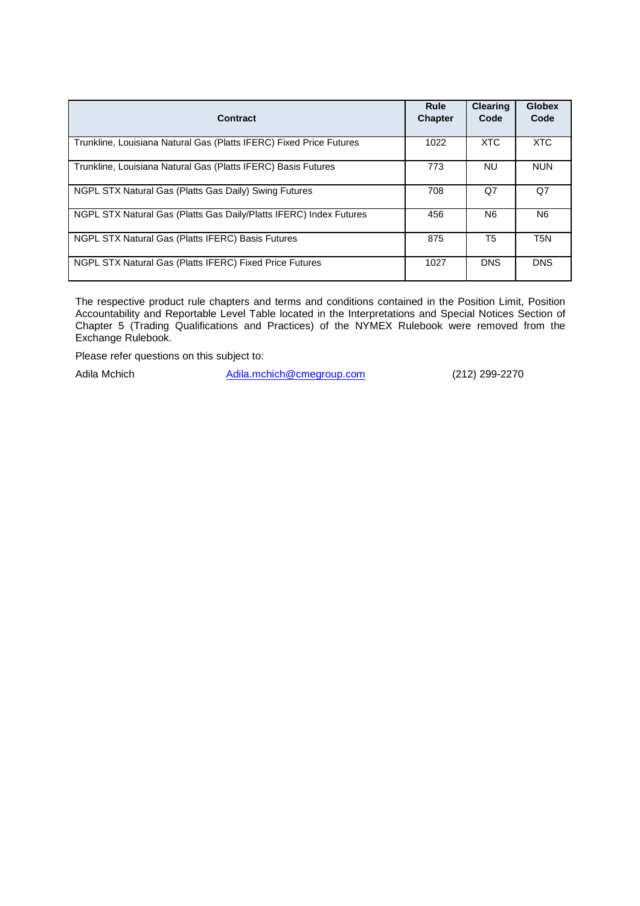| Contract | Rule Chapter | Clearing Code | Globex Code |
|---|---|---|---|
| Trunkline, Louisiana Natural Gas (Platts IFERC) Fixed Price Futures | 1022 | XTC | XTC |
| Trunkline, Louisiana Natural Gas (Platts IFERC) Basis Futures | 773 | NU | NUN |
| NGPL STX Natural Gas (Platts Gas Daily) Swing Futures | 708 | Q7 | Q7 |
| NGPL STX Natural Gas (Platts Gas Daily/Platts IFERC) Index Futures | 456 | N6 | N6 |
| NGPL STX Natural Gas (Platts IFERC) Basis Futures | 875 | T5 | T5N |
| NGPL STX Natural Gas (Platts IFERC) Fixed Price Futures | 1027 | DNS | DNS |

The respective product rule chapters and terms and conditions contained in the Position Limit, Position Accountability and Reportable Level Table located in the Interpretations and Special Notices Section of Chapter 5 (Trading Qualifications and Practices) of the NYMEX Rulebook were removed from the Exchange Rulebook.

Please refer questions on this subject to:

Adila Mchich    Adila.mchich@cmegroup.com    (212) 299-2270